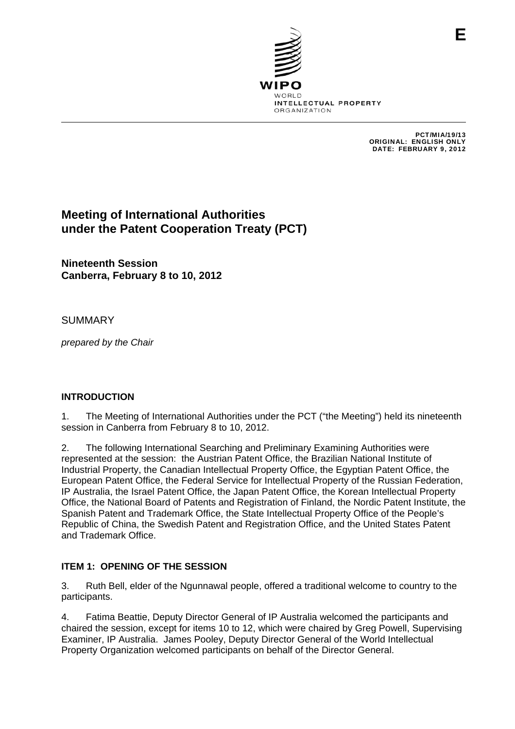E

WIPO
WORLD
INTELLECTUAL PROPERTY
ORGANIZATION

PCT/MIA/19/13
ORIGINAL: ENGLISH ONLY
DATE: FEBRUARY 9, 2012

# Meeting of International Authorities under the Patent Cooperation Treaty (PCT)

**Nineteenth Session**
**Canberra, February 8 to 10, 2012**

SUMMARY

*prepared by the Chair*

## INTRODUCTION

1. The Meeting of International Authorities under the PCT ("the Meeting") held its nineteenth session in Canberra from February 8 to 10, 2012.

2. The following International Searching and Preliminary Examining Authorities were represented at the session: the Austrian Patent Office, the Brazilian National Institute of Industrial Property, the Canadian Intellectual Property Office, the Egyptian Patent Office, the European Patent Office, the Federal Service for Intellectual Property of the Russian Federation, IP Australia, the Israel Patent Office, the Japan Patent Office, the Korean Intellectual Property Office, the National Board of Patents and Registration of Finland, the Nordic Patent Institute, the Spanish Patent and Trademark Office, the State Intellectual Property Office of the People's Republic of China, the Swedish Patent and Registration Office, and the United States Patent and Trademark Office.

## ITEM 1: OPENING OF THE SESSION

3. Ruth Bell, elder of the Ngunnawal people, offered a traditional welcome to country to the participants.

4. Fatima Beattie, Deputy Director General of IP Australia welcomed the participants and chaired the session, except for items 10 to 12, which were chaired by Greg Powell, Supervising Examiner, IP Australia. James Pooley, Deputy Director General of the World Intellectual Property Organization welcomed participants on behalf of the Director General.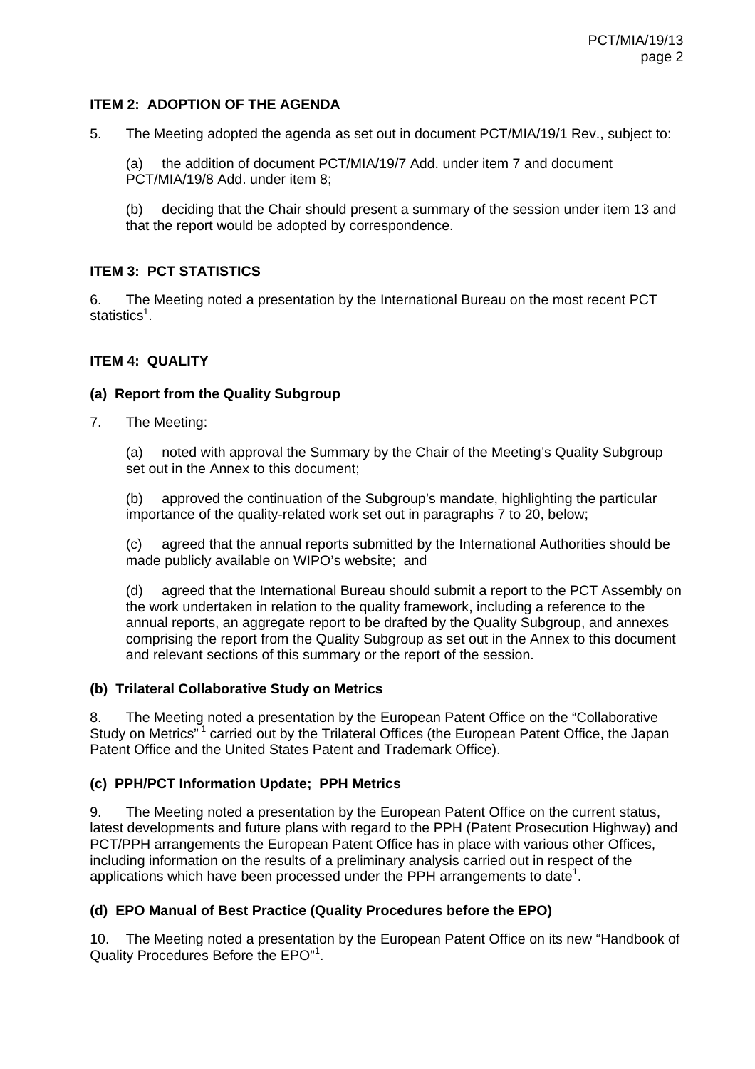### ITEM 2: ADOPTION OF THE AGENDA

5. The Meeting adopted the agenda as set out in document PCT/MIA/19/1 Rev., subject to:

(a) the addition of document PCT/MIA/19/7 Add. under item 7 and document PCT/MIA/19/8 Add. under item 8;

(b) deciding that the Chair should present a summary of the session under item 13 and that the report would be adopted by correspondence.

### ITEM 3: PCT STATISTICS

6. The Meeting noted a presentation by the International Bureau on the most recent PCT statistics[1].

### ITEM 4: QUALITY

#### (a) Report from the Quality Subgroup

7. The Meeting:

(a) noted with approval the Summary by the Chair of the Meeting's Quality Subgroup set out in the Annex to this document;

(b) approved the continuation of the Subgroup's mandate, highlighting the particular importance of the quality-related work set out in paragraphs 7 to 20, below;

(c) agreed that the annual reports submitted by the International Authorities should be made publicly available on WIPO's website; and

(d) agreed that the International Bureau should submit a report to the PCT Assembly on the work undertaken in relation to the quality framework, including a reference to the annual reports, an aggregate report to be drafted by the Quality Subgroup, and annexes comprising the report from the Quality Subgroup as set out in the Annex to this document and relevant sections of this summary or the report of the session.

#### (b) Trilateral Collaborative Study on Metrics

8. The Meeting noted a presentation by the European Patent Office on the "Collaborative Study on Metrics"[1] carried out by the Trilateral Offices (the European Patent Office, the Japan Patent Office and the United States Patent and Trademark Office).

#### (c) PPH/PCT Information Update; PPH Metrics

9. The Meeting noted a presentation by the European Patent Office on the current status, latest developments and future plans with regard to the PPH (Patent Prosecution Highway) and PCT/PPH arrangements the European Patent Office has in place with various other Offices, including information on the results of a preliminary analysis carried out in respect of the applications which have been processed under the PPH arrangements to date[1].

#### (d) EPO Manual of Best Practice (Quality Procedures before the EPO)

10. The Meeting noted a presentation by the European Patent Office on its new "Handbook of Quality Procedures Before the EPO"[1].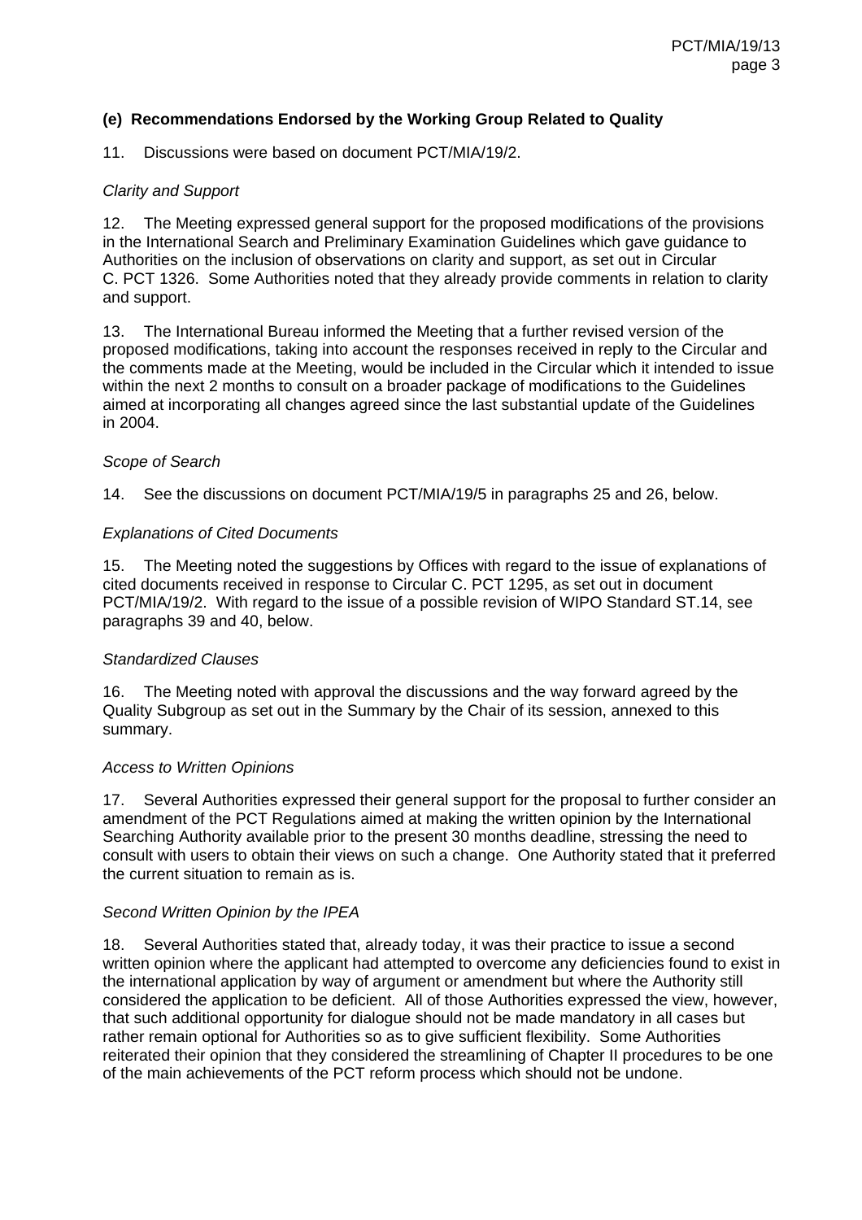### (e) Recommendations Endorsed by the Working Group Related to Quality

11. Discussions were based on document PCT/MIA/19/2.

*Clarity and Support*

12. The Meeting expressed general support for the proposed modifications of the provisions in the International Search and Preliminary Examination Guidelines which gave guidance to Authorities on the inclusion of observations on clarity and support, as set out in Circular C. PCT 1326. Some Authorities noted that they already provide comments in relation to clarity and support.

13. The International Bureau informed the Meeting that a further revised version of the proposed modifications, taking into account the responses received in reply to the Circular and the comments made at the Meeting, would be included in the Circular which it intended to issue within the next 2 months to consult on a broader package of modifications to the Guidelines aimed at incorporating all changes agreed since the last substantial update of the Guidelines in 2004.

*Scope of Search*

14. See the discussions on document PCT/MIA/19/5 in paragraphs 25 and 26, below.

*Explanations of Cited Documents*

15. The Meeting noted the suggestions by Offices with regard to the issue of explanations of cited documents received in response to Circular C. PCT 1295, as set out in document PCT/MIA/19/2. With regard to the issue of a possible revision of WIPO Standard ST.14, see paragraphs 39 and 40, below.

*Standardized Clauses*

16. The Meeting noted with approval the discussions and the way forward agreed by the Quality Subgroup as set out in the Summary by the Chair of its session, annexed to this summary.

*Access to Written Opinions*

17. Several Authorities expressed their general support for the proposal to further consider an amendment of the PCT Regulations aimed at making the written opinion by the International Searching Authority available prior to the present 30 months deadline, stressing the need to consult with users to obtain their views on such a change. One Authority stated that it preferred the current situation to remain as is.

*Second Written Opinion by the IPEA*

18. Several Authorities stated that, already today, it was their practice to issue a second written opinion where the applicant had attempted to overcome any deficiencies found to exist in the international application by way of argument or amendment but where the Authority still considered the application to be deficient. All of those Authorities expressed the view, however, that such additional opportunity for dialogue should not be made mandatory in all cases but rather remain optional for Authorities so as to give sufficient flexibility. Some Authorities reiterated their opinion that they considered the streamlining of Chapter II procedures to be one of the main achievements of the PCT reform process which should not be undone.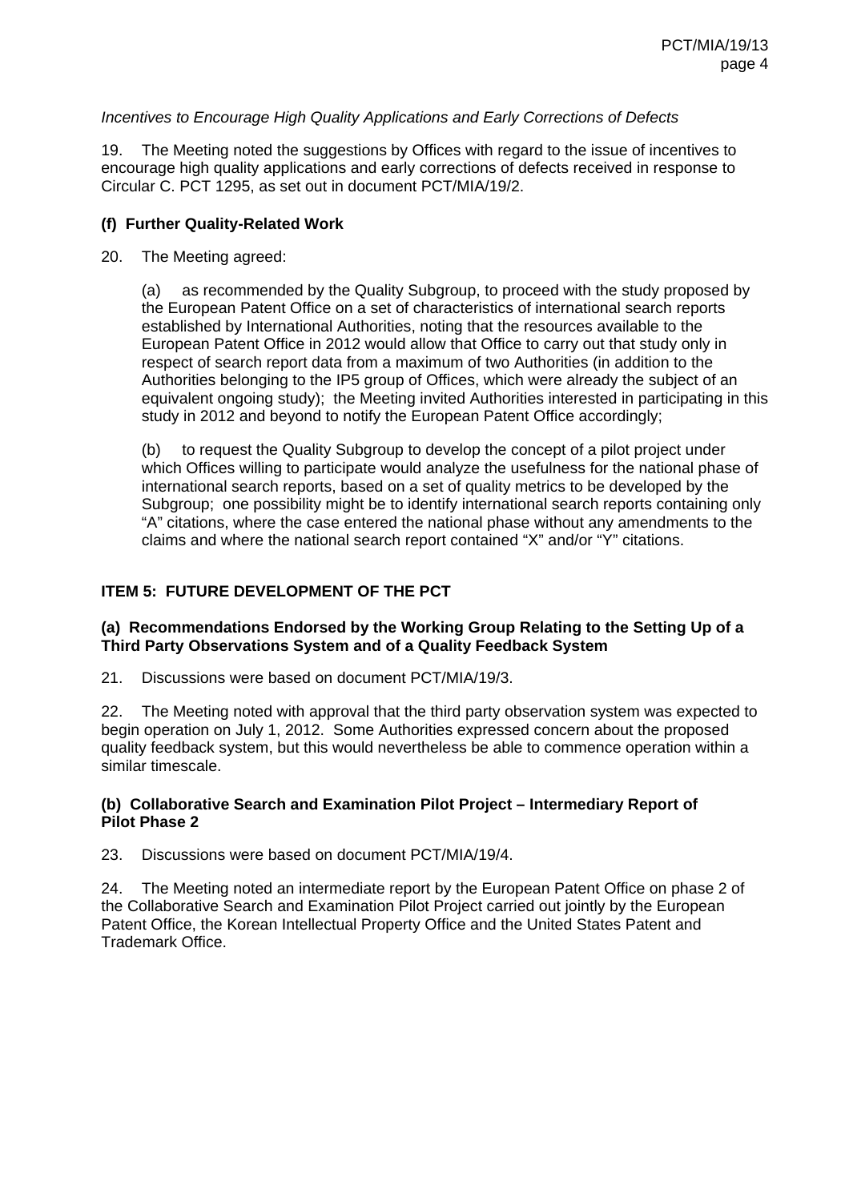*Incentives to Encourage High Quality Applications and Early Corrections of Defects*

19. The Meeting noted the suggestions by Offices with regard to the issue of incentives to encourage high quality applications and early corrections of defects received in response to Circular C. PCT 1295, as set out in document PCT/MIA/19/2.

**(f) Further Quality-Related Work**

20. The Meeting agreed:

(a) as recommended by the Quality Subgroup, to proceed with the study proposed by the European Patent Office on a set of characteristics of international search reports established by International Authorities, noting that the resources available to the European Patent Office in 2012 would allow that Office to carry out that study only in respect of search report data from a maximum of two Authorities (in addition to the Authorities belonging to the IP5 group of Offices, which were already the subject of an equivalent ongoing study); the Meeting invited Authorities interested in participating in this study in 2012 and beyond to notify the European Patent Office accordingly;

(b) to request the Quality Subgroup to develop the concept of a pilot project under which Offices willing to participate would analyze the usefulness for the national phase of international search reports, based on a set of quality metrics to be developed by the Subgroup; one possibility might be to identify international search reports containing only "A" citations, where the case entered the national phase without any amendments to the claims and where the national search report contained "X" and/or "Y" citations.

## ITEM 5: FUTURE DEVELOPMENT OF THE PCT

**(a) Recommendations Endorsed by the Working Group Relating to the Setting Up of a Third Party Observations System and of a Quality Feedback System**

21. Discussions were based on document PCT/MIA/19/3.

22. The Meeting noted with approval that the third party observation system was expected to begin operation on July 1, 2012. Some Authorities expressed concern about the proposed quality feedback system, but this would nevertheless be able to commence operation within a similar timescale.

**(b) Collaborative Search and Examination Pilot Project – Intermediary Report of Pilot Phase 2**

23. Discussions were based on document PCT/MIA/19/4.

24. The Meeting noted an intermediate report by the European Patent Office on phase 2 of the Collaborative Search and Examination Pilot Project carried out jointly by the European Patent Office, the Korean Intellectual Property Office and the United States Patent and Trademark Office.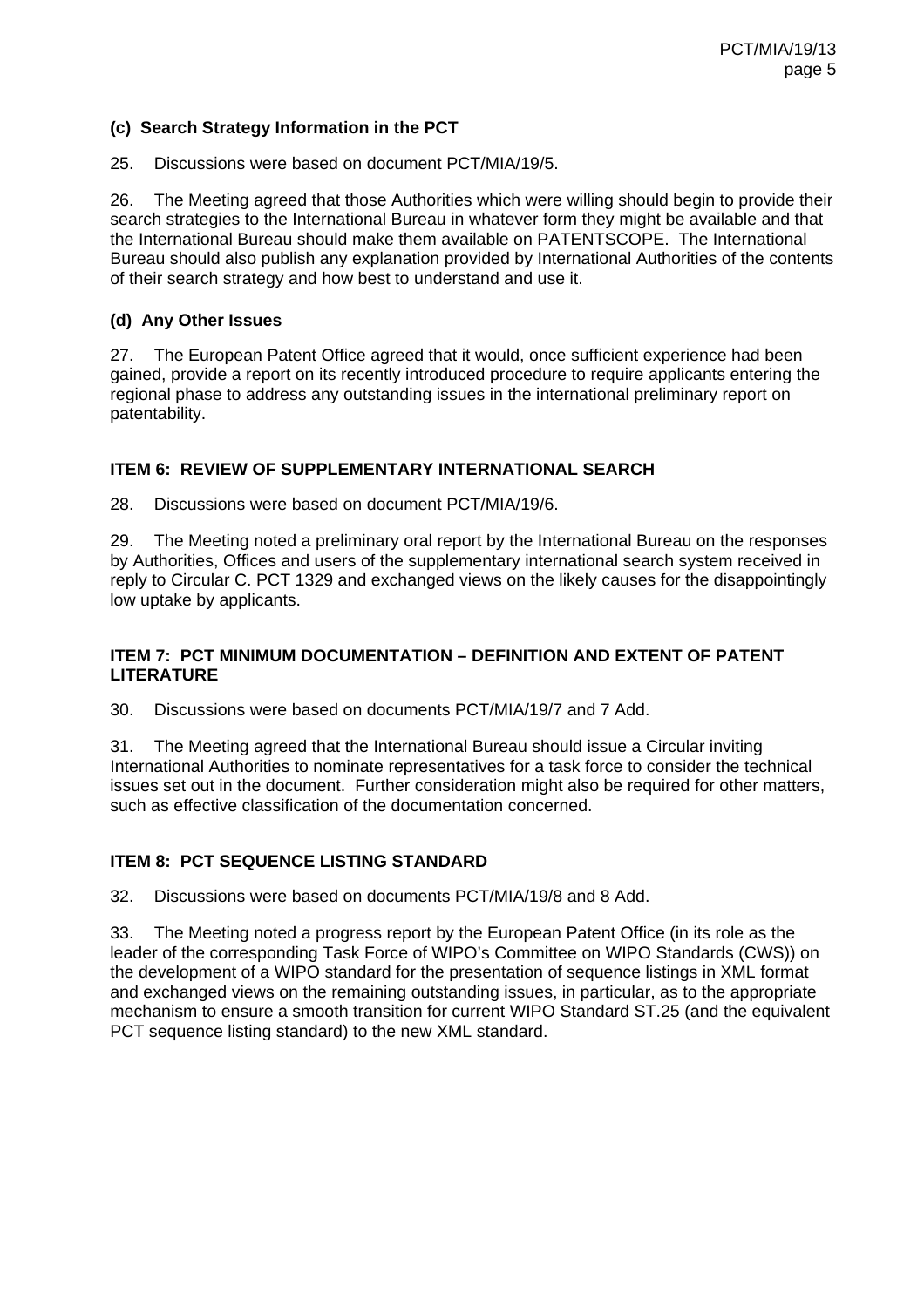### (c) Search Strategy Information in the PCT

25. Discussions were based on document PCT/MIA/19/5.

26. The Meeting agreed that those Authorities which were willing should begin to provide their search strategies to the International Bureau in whatever form they might be available and that the International Bureau should make them available on PATENTSCOPE. The International Bureau should also publish any explanation provided by International Authorities of the contents of their search strategy and how best to understand and use it.

### (d) Any Other Issues

27. The European Patent Office agreed that it would, once sufficient experience had been gained, provide a report on its recently introduced procedure to require applicants entering the regional phase to address any outstanding issues in the international preliminary report on patentability.

## ITEM 6: REVIEW OF SUPPLEMENTARY INTERNATIONAL SEARCH

28. Discussions were based on document PCT/MIA/19/6.

29. The Meeting noted a preliminary oral report by the International Bureau on the responses by Authorities, Offices and users of the supplementary international search system received in reply to Circular C. PCT 1329 and exchanged views on the likely causes for the disappointingly low uptake by applicants.

## ITEM 7: PCT MINIMUM DOCUMENTATION – DEFINITION AND EXTENT OF PATENT LITERATURE

30. Discussions were based on documents PCT/MIA/19/7 and 7 Add.

31. The Meeting agreed that the International Bureau should issue a Circular inviting International Authorities to nominate representatives for a task force to consider the technical issues set out in the document. Further consideration might also be required for other matters, such as effective classification of the documentation concerned.

## ITEM 8: PCT SEQUENCE LISTING STANDARD

32. Discussions were based on documents PCT/MIA/19/8 and 8 Add.

33. The Meeting noted a progress report by the European Patent Office (in its role as the leader of the corresponding Task Force of WIPO's Committee on WIPO Standards (CWS)) on the development of a WIPO standard for the presentation of sequence listings in XML format and exchanged views on the remaining outstanding issues, in particular, as to the appropriate mechanism to ensure a smooth transition for current WIPO Standard ST.25 (and the equivalent PCT sequence listing standard) to the new XML standard.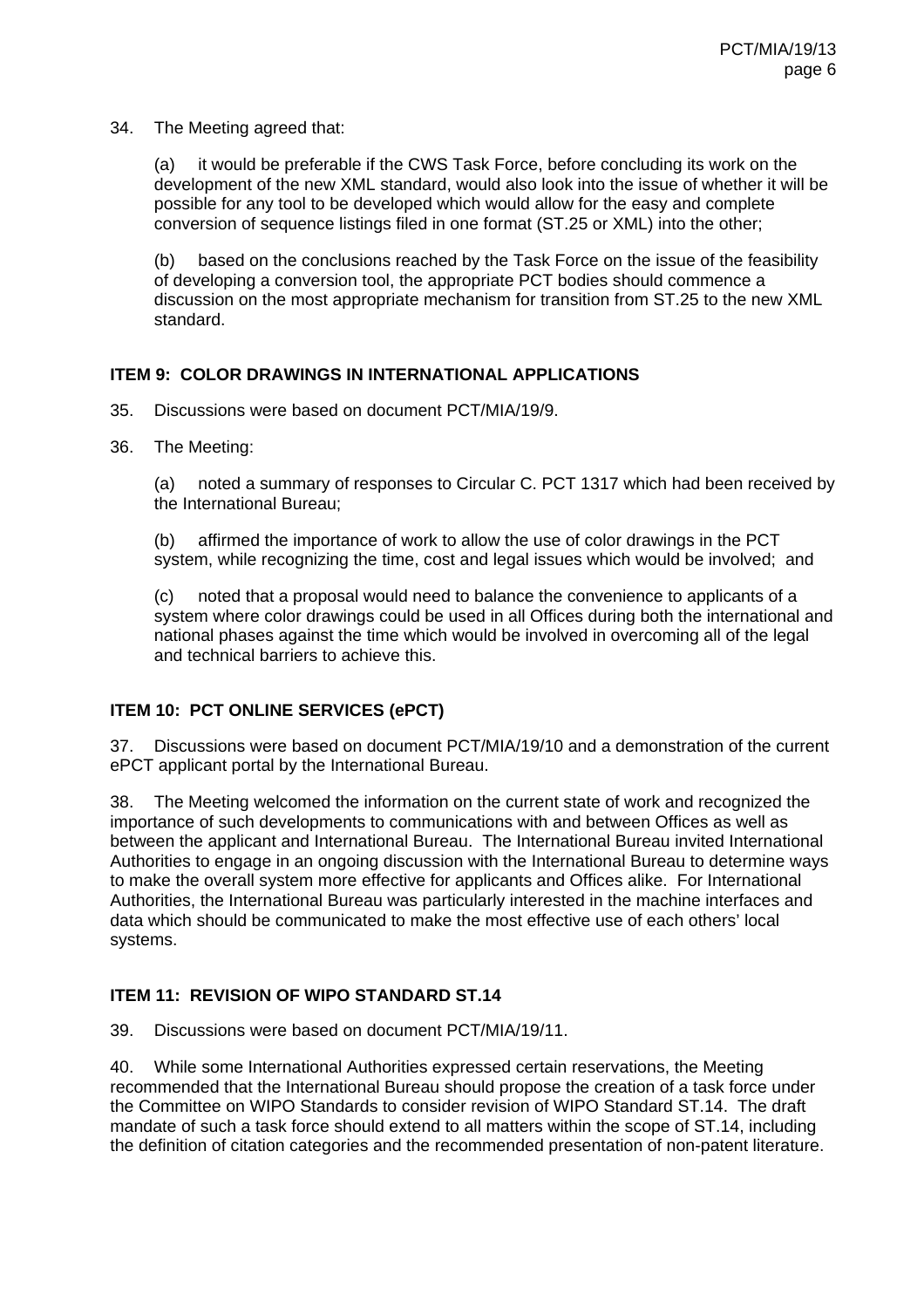34. The Meeting agreed that:

(a) it would be preferable if the CWS Task Force, before concluding its work on the development of the new XML standard, would also look into the issue of whether it will be possible for any tool to be developed which would allow for the easy and complete conversion of sequence listings filed in one format (ST.25 or XML) into the other;

(b) based on the conclusions reached by the Task Force on the issue of the feasibility of developing a conversion tool, the appropriate PCT bodies should commence a discussion on the most appropriate mechanism for transition from ST.25 to the new XML standard.

## ITEM 9: COLOR DRAWINGS IN INTERNATIONAL APPLICATIONS

35. Discussions were based on document PCT/MIA/19/9.

36. The Meeting:

(a) noted a summary of responses to Circular C. PCT 1317 which had been received by the International Bureau;

(b) affirmed the importance of work to allow the use of color drawings in the PCT system, while recognizing the time, cost and legal issues which would be involved; and

(c) noted that a proposal would need to balance the convenience to applicants of a system where color drawings could be used in all Offices during both the international and national phases against the time which would be involved in overcoming all of the legal and technical barriers to achieve this.

## ITEM 10: PCT ONLINE SERVICES (ePCT)

37. Discussions were based on document PCT/MIA/19/10 and a demonstration of the current ePCT applicant portal by the International Bureau.

38. The Meeting welcomed the information on the current state of work and recognized the importance of such developments to communications with and between Offices as well as between the applicant and International Bureau. The International Bureau invited International Authorities to engage in an ongoing discussion with the International Bureau to determine ways to make the overall system more effective for applicants and Offices alike. For International Authorities, the International Bureau was particularly interested in the machine interfaces and data which should be communicated to make the most effective use of each others' local systems.

## ITEM 11: REVISION OF WIPO STANDARD ST.14

39. Discussions were based on document PCT/MIA/19/11.

40. While some International Authorities expressed certain reservations, the Meeting recommended that the International Bureau should propose the creation of a task force under the Committee on WIPO Standards to consider revision of WIPO Standard ST.14. The draft mandate of such a task force should extend to all matters within the scope of ST.14, including the definition of citation categories and the recommended presentation of non-patent literature.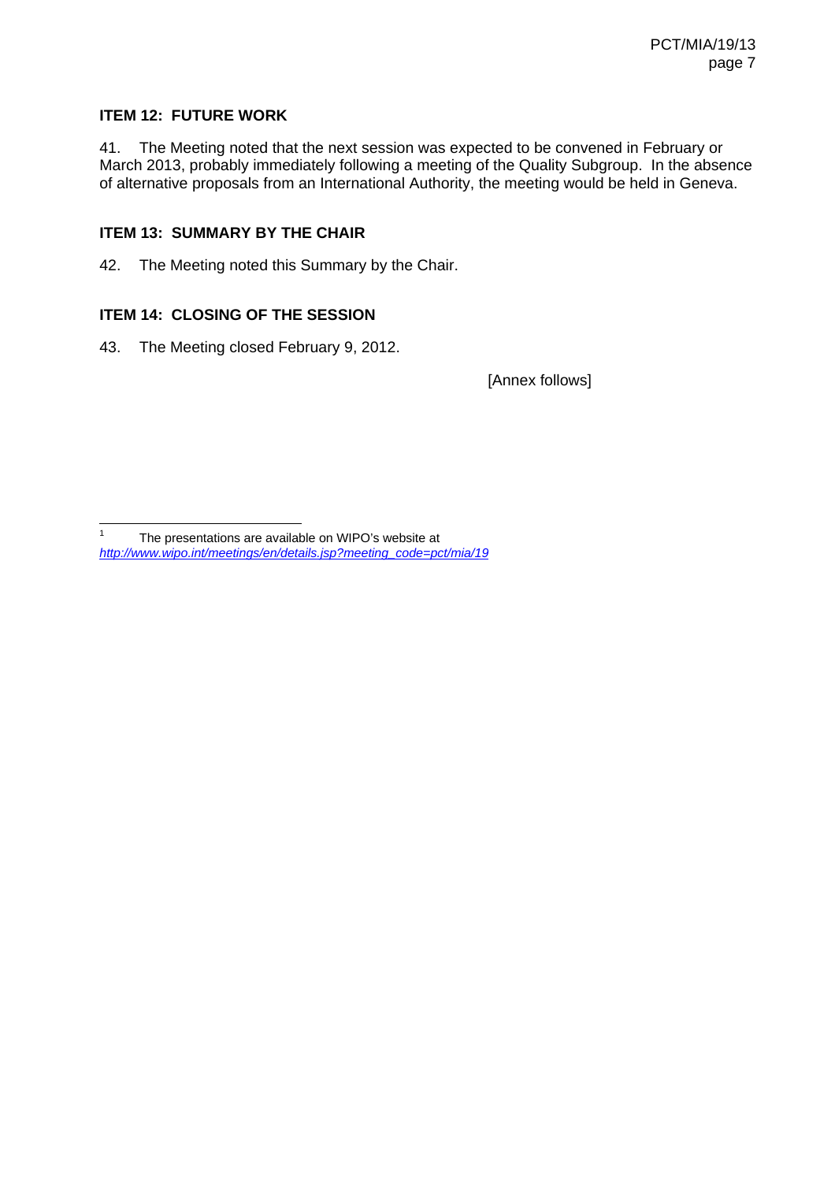### ITEM 12: FUTURE WORK

41. The Meeting noted that the next session was expected to be convened in February or March 2013, probably immediately following a meeting of the Quality Subgroup. In the absence of alternative proposals from an International Authority, the meeting would be held in Geneva.

### ITEM 13: SUMMARY BY THE CHAIR

42. The Meeting noted this Summary by the Chair.

### ITEM 14: CLOSING OF THE SESSION

43. The Meeting closed February 9, 2012.

[Annex follows]

---

[1] The presentations are available on WIPO's website at *http://www.wipo.int/meetings/en/details.jsp?meeting_code=pct/mia/19*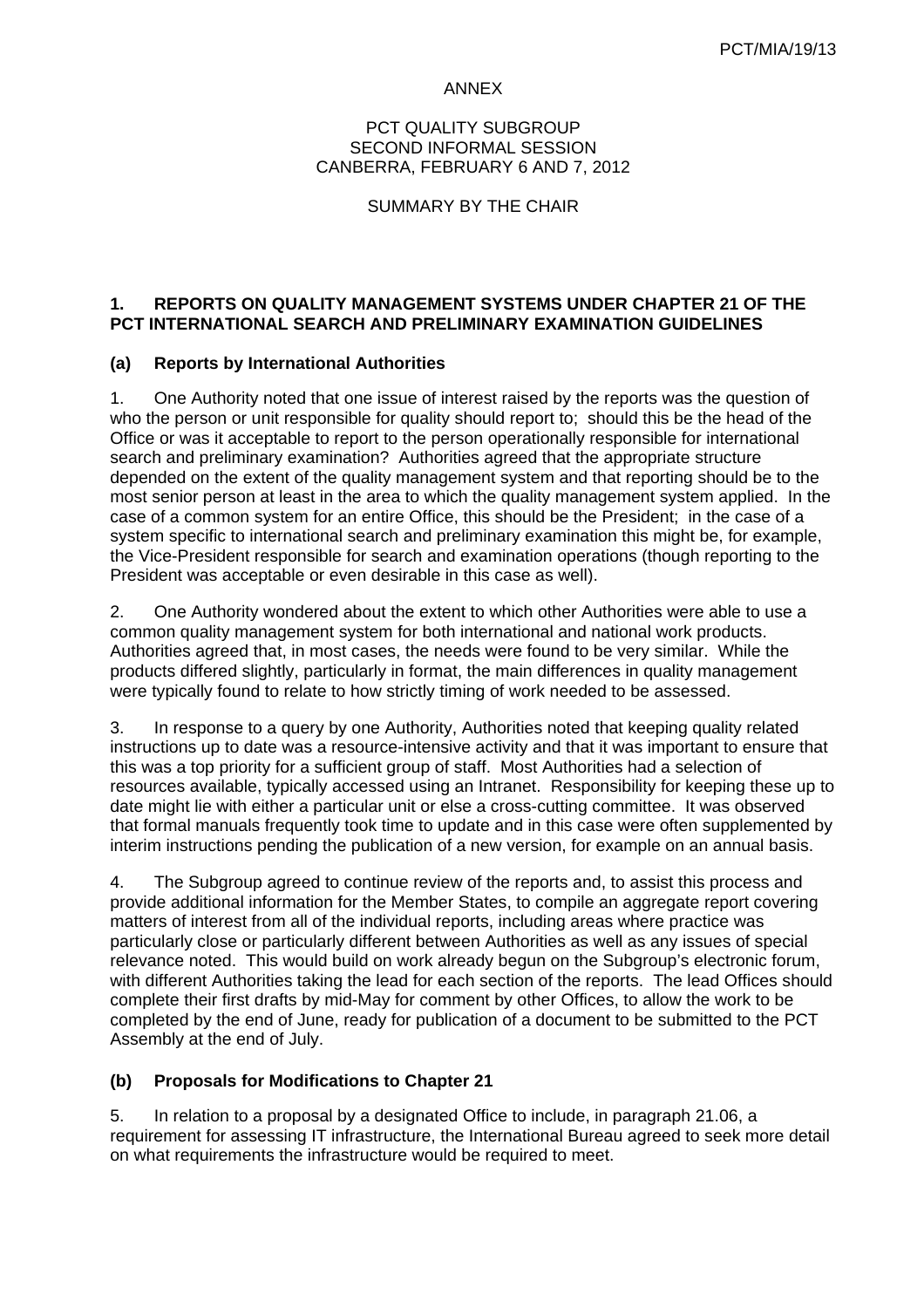ANNEX

PCT QUALITY SUBGROUP
SECOND INFORMAL SESSION
CANBERRA, FEBRUARY 6 AND 7, 2012

SUMMARY BY THE CHAIR

## 1. REPORTS ON QUALITY MANAGEMENT SYSTEMS UNDER CHAPTER 21 OF THE PCT INTERNATIONAL SEARCH AND PRELIMINARY EXAMINATION GUIDELINES

### (a) Reports by International Authorities

1. One Authority noted that one issue of interest raised by the reports was the question of who the person or unit responsible for quality should report to; should this be the head of the Office or was it acceptable to report to the person operationally responsible for international search and preliminary examination? Authorities agreed that the appropriate structure depended on the extent of the quality management system and that reporting should be to the most senior person at least in the area to which the quality management system applied. In the case of a common system for an entire Office, this should be the President; in the case of a system specific to international search and preliminary examination this might be, for example, the Vice-President responsible for search and examination operations (though reporting to the President was acceptable or even desirable in this case as well).

2. One Authority wondered about the extent to which other Authorities were able to use a common quality management system for both international and national work products. Authorities agreed that, in most cases, the needs were found to be very similar. While the products differed slightly, particularly in format, the main differences in quality management were typically found to relate to how strictly timing of work needed to be assessed.

3. In response to a query by one Authority, Authorities noted that keeping quality related instructions up to date was a resource-intensive activity and that it was important to ensure that this was a top priority for a sufficient group of staff. Most Authorities had a selection of resources available, typically accessed using an Intranet. Responsibility for keeping these up to date might lie with either a particular unit or else a cross-cutting committee. It was observed that formal manuals frequently took time to update and in this case were often supplemented by interim instructions pending the publication of a new version, for example on an annual basis.

4. The Subgroup agreed to continue review of the reports and, to assist this process and provide additional information for the Member States, to compile an aggregate report covering matters of interest from all of the individual reports, including areas where practice was particularly close or particularly different between Authorities as well as any issues of special relevance noted. This would build on work already begun on the Subgroup's electronic forum, with different Authorities taking the lead for each section of the reports. The lead Offices should complete their first drafts by mid-May for comment by other Offices, to allow the work to be completed by the end of June, ready for publication of a document to be submitted to the PCT Assembly at the end of July.

### (b) Proposals for Modifications to Chapter 21

5. In relation to a proposal by a designated Office to include, in paragraph 21.06, a requirement for assessing IT infrastructure, the International Bureau agreed to seek more detail on what requirements the infrastructure would be required to meet.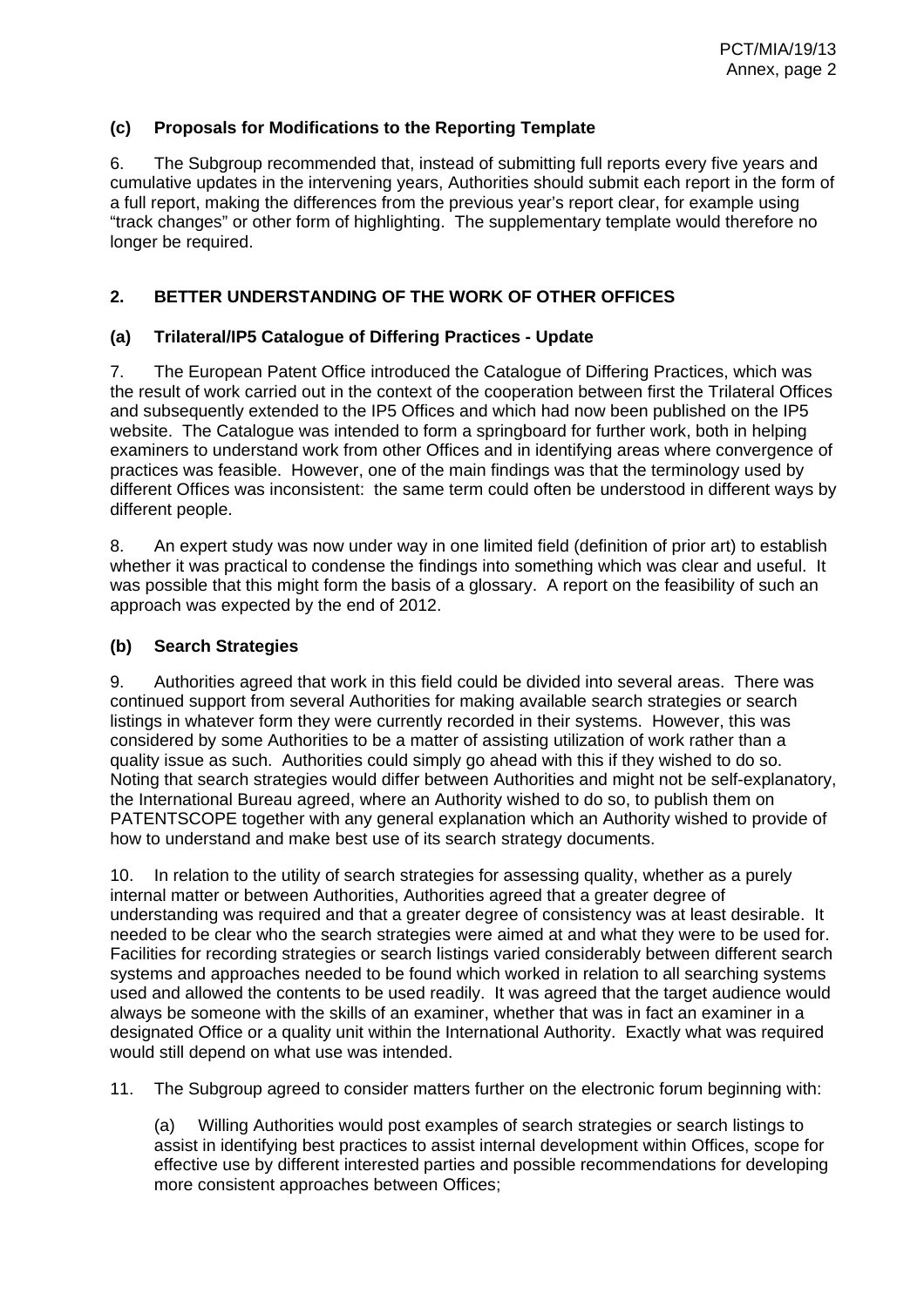### (c) Proposals for Modifications to the Reporting Template

6. The Subgroup recommended that, instead of submitting full reports every five years and cumulative updates in the intervening years, Authorities should submit each report in the form of a full report, making the differences from the previous year's report clear, for example using "track changes" or other form of highlighting. The supplementary template would therefore no longer be required.

## 2. BETTER UNDERSTANDING OF THE WORK OF OTHER OFFICES

### (a) Trilateral/IP5 Catalogue of Differing Practices - Update

7. The European Patent Office introduced the Catalogue of Differing Practices, which was the result of work carried out in the context of the cooperation between first the Trilateral Offices and subsequently extended to the IP5 Offices and which had now been published on the IP5 website. The Catalogue was intended to form a springboard for further work, both in helping examiners to understand work from other Offices and in identifying areas where convergence of practices was feasible. However, one of the main findings was that the terminology used by different Offices was inconsistent: the same term could often be understood in different ways by different people.

8. An expert study was now under way in one limited field (definition of prior art) to establish whether it was practical to condense the findings into something which was clear and useful. It was possible that this might form the basis of a glossary. A report on the feasibility of such an approach was expected by the end of 2012.

### (b) Search Strategies

9. Authorities agreed that work in this field could be divided into several areas. There was continued support from several Authorities for making available search strategies or search listings in whatever form they were currently recorded in their systems. However, this was considered by some Authorities to be a matter of assisting utilization of work rather than a quality issue as such. Authorities could simply go ahead with this if they wished to do so. Noting that search strategies would differ between Authorities and might not be self-explanatory, the International Bureau agreed, where an Authority wished to do so, to publish them on PATENTSCOPE together with any general explanation which an Authority wished to provide of how to understand and make best use of its search strategy documents.

10. In relation to the utility of search strategies for assessing quality, whether as a purely internal matter or between Authorities, Authorities agreed that a greater degree of understanding was required and that a greater degree of consistency was at least desirable. It needed to be clear who the search strategies were aimed at and what they were to be used for. Facilities for recording strategies or search listings varied considerably between different search systems and approaches needed to be found which worked in relation to all searching systems used and allowed the contents to be used readily. It was agreed that the target audience would always be someone with the skills of an examiner, whether that was in fact an examiner in a designated Office or a quality unit within the International Authority. Exactly what was required would still depend on what use was intended.

11. The Subgroup agreed to consider matters further on the electronic forum beginning with:

(a) Willing Authorities would post examples of search strategies or search listings to assist in identifying best practices to assist internal development within Offices, scope for effective use by different interested parties and possible recommendations for developing more consistent approaches between Offices;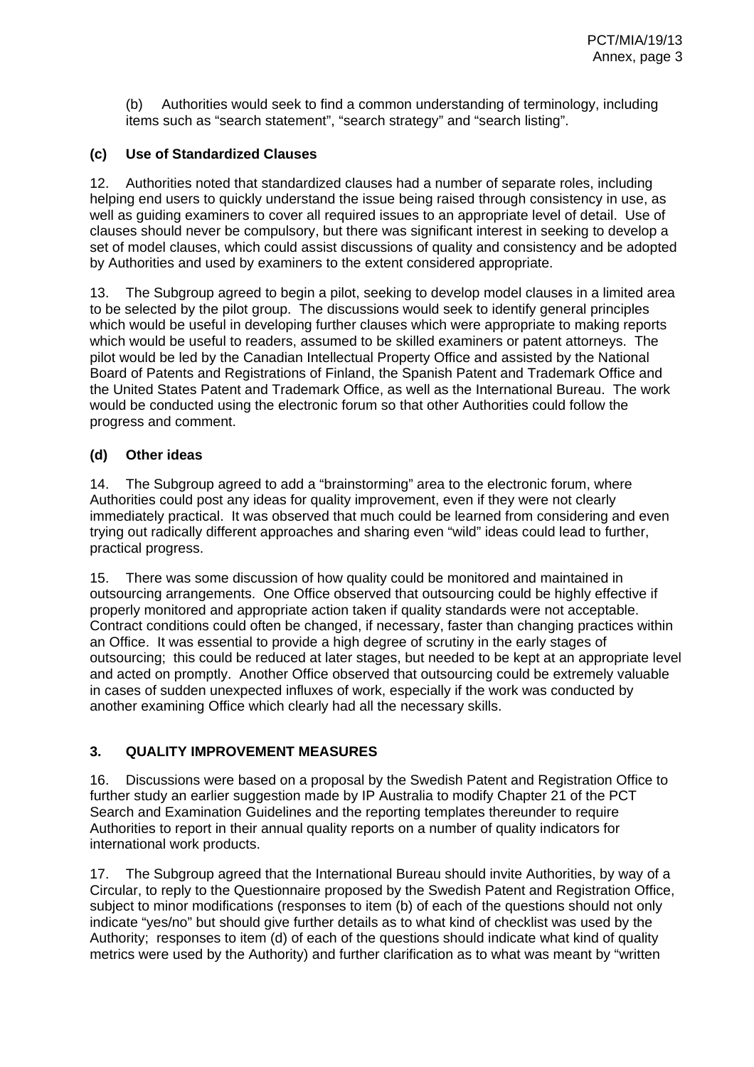(b) Authorities would seek to find a common understanding of terminology, including items such as “search statement”, “search strategy” and “search listing”.

### (c) Use of Standardized Clauses

12. Authorities noted that standardized clauses had a number of separate roles, including helping end users to quickly understand the issue being raised through consistency in use, as well as guiding examiners to cover all required issues to an appropriate level of detail. Use of clauses should never be compulsory, but there was significant interest in seeking to develop a set of model clauses, which could assist discussions of quality and consistency and be adopted by Authorities and used by examiners to the extent considered appropriate.

13. The Subgroup agreed to begin a pilot, seeking to develop model clauses in a limited area to be selected by the pilot group. The discussions would seek to identify general principles which would be useful in developing further clauses which were appropriate to making reports which would be useful to readers, assumed to be skilled examiners or patent attorneys. The pilot would be led by the Canadian Intellectual Property Office and assisted by the National Board of Patents and Registrations of Finland, the Spanish Patent and Trademark Office and the United States Patent and Trademark Office, as well as the International Bureau. The work would be conducted using the electronic forum so that other Authorities could follow the progress and comment.

### (d) Other ideas

14. The Subgroup agreed to add a “brainstorming” area to the electronic forum, where Authorities could post any ideas for quality improvement, even if they were not clearly immediately practical. It was observed that much could be learned from considering and even trying out radically different approaches and sharing even “wild” ideas could lead to further, practical progress.

15. There was some discussion of how quality could be monitored and maintained in outsourcing arrangements. One Office observed that outsourcing could be highly effective if properly monitored and appropriate action taken if quality standards were not acceptable. Contract conditions could often be changed, if necessary, faster than changing practices within an Office. It was essential to provide a high degree of scrutiny in the early stages of outsourcing; this could be reduced at later stages, but needed to be kept at an appropriate level and acted on promptly. Another Office observed that outsourcing could be extremely valuable in cases of sudden unexpected influxes of work, especially if the work was conducted by another examining Office which clearly had all the necessary skills.

## 3. QUALITY IMPROVEMENT MEASURES

16. Discussions were based on a proposal by the Swedish Patent and Registration Office to further study an earlier suggestion made by IP Australia to modify Chapter 21 of the PCT Search and Examination Guidelines and the reporting templates thereunder to require Authorities to report in their annual quality reports on a number of quality indicators for international work products.

17. The Subgroup agreed that the International Bureau should invite Authorities, by way of a Circular, to reply to the Questionnaire proposed by the Swedish Patent and Registration Office, subject to minor modifications (responses to item (b) of each of the questions should not only indicate “yes/no” but should give further details as to what kind of checklist was used by the Authority; responses to item (d) of each of the questions should indicate what kind of quality metrics were used by the Authority) and further clarification as to what was meant by “written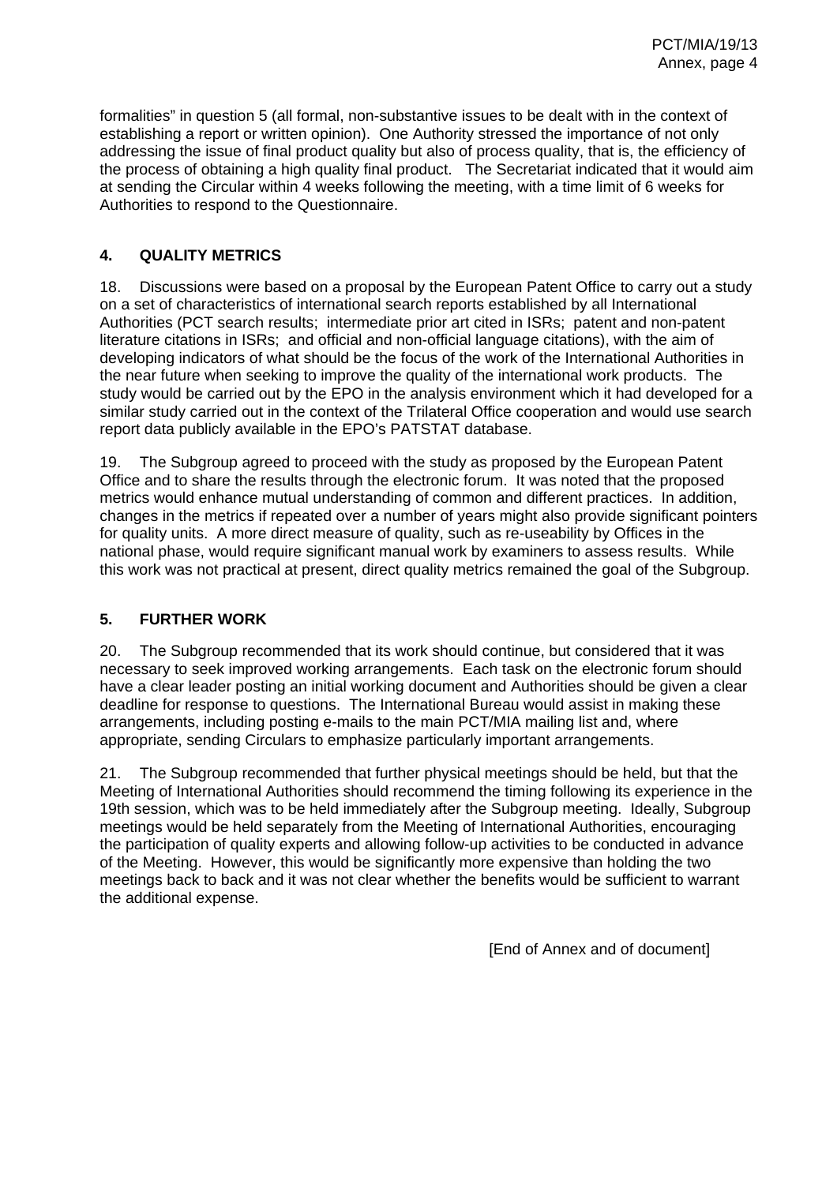formalities" in question 5 (all formal, non-substantive issues to be dealt with in the context of establishing a report or written opinion). One Authority stressed the importance of not only addressing the issue of final product quality but also of process quality, that is, the efficiency of the process of obtaining a high quality final product. The Secretariat indicated that it would aim at sending the Circular within 4 weeks following the meeting, with a time limit of 6 weeks for Authorities to respond to the Questionnaire.

## 4. QUALITY METRICS

18. Discussions were based on a proposal by the European Patent Office to carry out a study on a set of characteristics of international search reports established by all International Authorities (PCT search results; intermediate prior art cited in ISRs; patent and non-patent literature citations in ISRs; and official and non-official language citations), with the aim of developing indicators of what should be the focus of the work of the International Authorities in the near future when seeking to improve the quality of the international work products. The study would be carried out by the EPO in the analysis environment which it had developed for a similar study carried out in the context of the Trilateral Office cooperation and would use search report data publicly available in the EPO's PATSTAT database.

19. The Subgroup agreed to proceed with the study as proposed by the European Patent Office and to share the results through the electronic forum. It was noted that the proposed metrics would enhance mutual understanding of common and different practices. In addition, changes in the metrics if repeated over a number of years might also provide significant pointers for quality units. A more direct measure of quality, such as re-useability by Offices in the national phase, would require significant manual work by examiners to assess results. While this work was not practical at present, direct quality metrics remained the goal of the Subgroup.

## 5. FURTHER WORK

20. The Subgroup recommended that its work should continue, but considered that it was necessary to seek improved working arrangements. Each task on the electronic forum should have a clear leader posting an initial working document and Authorities should be given a clear deadline for response to questions. The International Bureau would assist in making these arrangements, including posting e-mails to the main PCT/MIA mailing list and, where appropriate, sending Circulars to emphasize particularly important arrangements.

21. The Subgroup recommended that further physical meetings should be held, but that the Meeting of International Authorities should recommend the timing following its experience in the 19th session, which was to be held immediately after the Subgroup meeting. Ideally, Subgroup meetings would be held separately from the Meeting of International Authorities, encouraging the participation of quality experts and allowing follow-up activities to be conducted in advance of the Meeting. However, this would be significantly more expensive than holding the two meetings back to back and it was not clear whether the benefits would be sufficient to warrant the additional expense.

[End of Annex and of document]